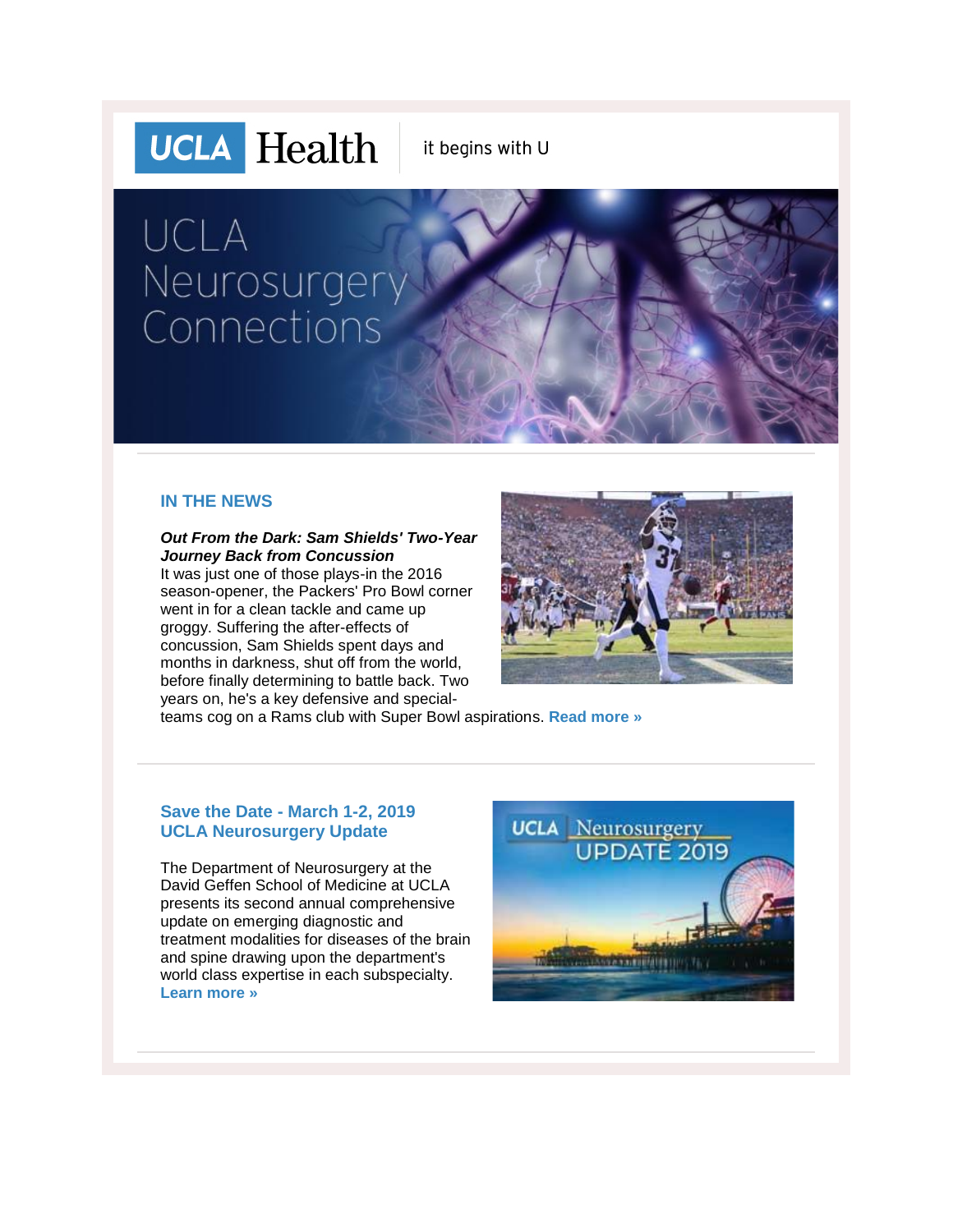UCLA Health | it begins with U

# UCLA Neurosurgery Connections

## IN THE NEWS

***Out From the Dark: Sam Shields' Two-Year Journey Back from Concussion***

It was just one of those plays-in the 2016 season-opener, the Packers' Pro Bowl corner went in for a clean tackle and came up groggy. Suffering the after-effects of concussion, Sam Shields spent days and months in darkness, shut off from the world, before finally determining to battle back. Two years on, he's a key defensive and special-teams cog on a Rams club with Super Bowl aspirations. **Read more »**

## Save the Date - March 1-2, 2019 UCLA Neurosurgery Update

The Department of Neurosurgery at the David Geffen School of Medicine at UCLA presents its second annual comprehensive update on emerging diagnostic and treatment modalities for diseases of the brain and spine drawing upon the department's world class expertise in each subspecialty. **Learn more »**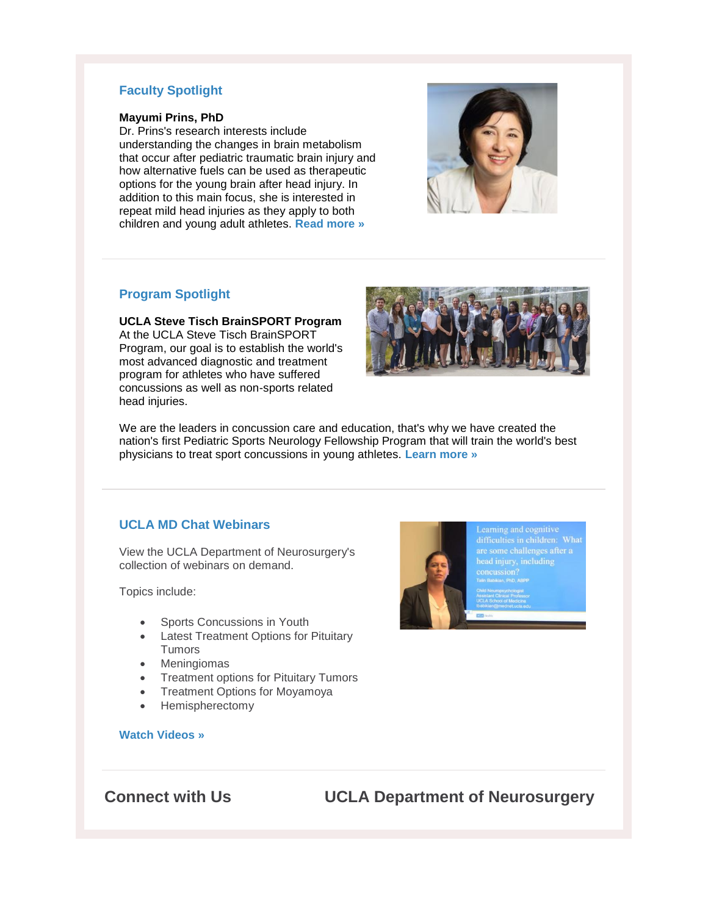## Faculty Spotlight

**Mayumi Prins, PhD**
Dr. Prins's research interests include understanding the changes in brain metabolism that occur after pediatric traumatic brain injury and how alternative fuels can be used as therapeutic options for the young brain after head injury. In addition to this main focus, she is interested in repeat mild head injuries as they apply to both children and young adult athletes. **Read more »**

---

## Program Spotlight

**UCLA Steve Tisch BrainSPORT Program**
At the UCLA Steve Tisch BrainSPORT Program, our goal is to establish the world's most advanced diagnostic and treatment program for athletes who have suffered concussions as well as non-sports related head injuries.

We are the leaders in concussion care and education, that's why we have created the nation's first Pediatric Sports Neurology Fellowship Program that will train the world's best physicians to treat sport concussions in young athletes. **Learn more »**

---

## UCLA MD Chat Webinars

View the UCLA Department of Neurosurgery's collection of webinars on demand.

Topics include:

- Sports Concussions in Youth
- Latest Treatment Options for Pituitary Tumors
- Meningiomas
- Treatment options for Pituitary Tumors
- Treatment Options for Moyamoya
- Hemispherectomy

**Watch Videos »**

---

## Connect with Us

## UCLA Department of Neurosurgery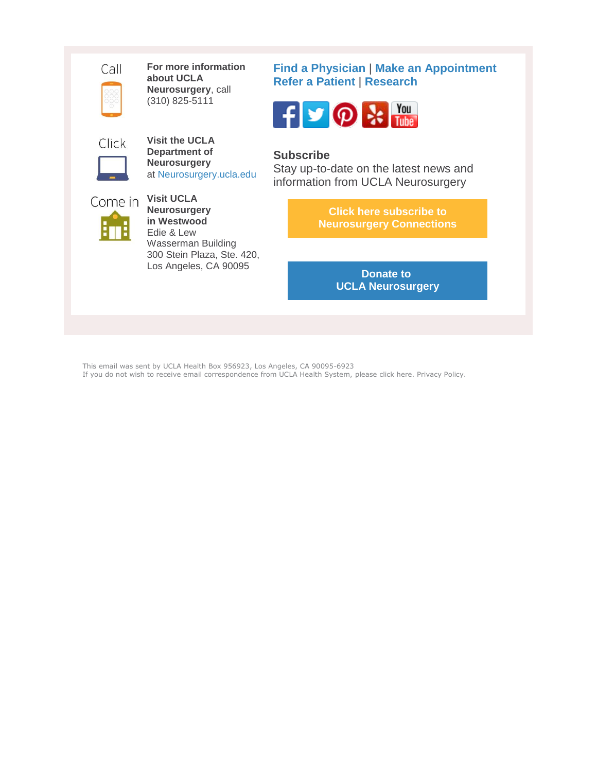Call

**For more information about UCLA Neurosurgery**, call (310) 825-5111

Click

**Visit the UCLA Department of Neurosurgery** at Neurosurgery.ucla.edu

Come in

**Visit UCLA Neurosurgery in Westwood**
Edie & Lew Wasserman Building
300 Stein Plaza, Ste. 420,
Los Angeles, CA 90095

**Find a Physician** | **Make an Appointment**
**Refer a Patient** | **Research**

**Subscribe**
Stay up-to-date on the latest news and information from UCLA Neurosurgery

**Click here subscribe to Neurosurgery Connections**

**Donate to UCLA Neurosurgery**

This email was sent by UCLA Health Box 956923, Los Angeles, CA 90095-6923
If you do not wish to receive email correspondence from UCLA Health System, please click here. Privacy Policy.